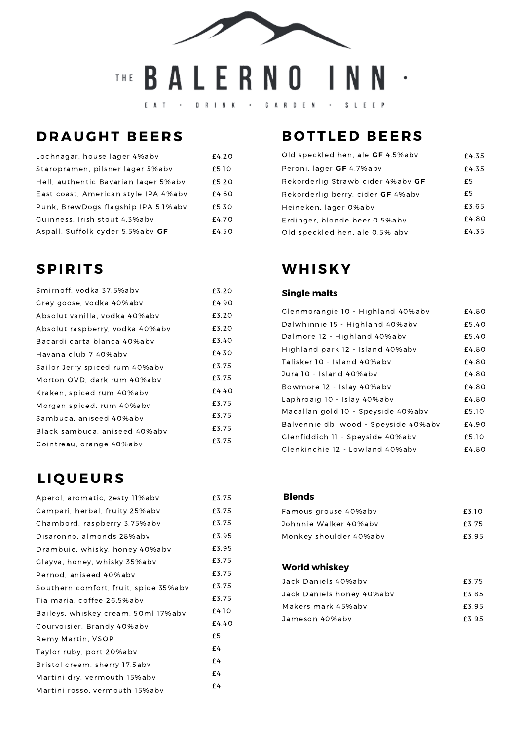# THE BALERNO INN

EAT • DRINK • GARDEN • SLEEP

## DRAUGHT BEERS

| Item | Price |
| --- | --- |
| Lochnagar, house lager 4%abv | £4.20 |
| Staropramen, pilsner lager 5%abv | £5.10 |
| Hell, authentic Bavarian lager 5%abv | £5.20 |
| East coast, American style IPA 4%abv | £4.60 |
| Punk, BrewDogs flagship IPA 5.1%abv | £5.30 |
| Guinness, Irish stout 4.3%abv | £4.70 |
| Aspall, Suffolk cyder 5.5%abv **GF** | £4.50 |

## BOTTLED BEERS

| Item | Price |
| --- | --- |
| Old speckled hen, ale **GF** 4.5%abv | £4.35 |
| Peroni, lager **GF** 4.7%abv | £4.35 |
| Rekorderlig Strawb cider 4%abv **GF** | £5 |
| Rekorderlig berry, cider **GF** 4%abv | £5 |
| Heineken, lager 0%abv | £3.65 |
| Erdinger, blonde beer 0.5%abv | £4.80 |
| Old speckled hen, ale 0.5% abv | £4.35 |

## SPIRITS

| Item | Price |
| --- | --- |
| Smirnoff, vodka 37.5%abv | £3.20 |
| Grey goose, vodka 40%abv | £4.90 |
| Absolut vanilla, vodka 40%abv | £3.20 |
| Absolut raspberry, vodka 40%abv | £3.20 |
| Bacardi carta blanca 40%abv | £3.40 |
| Havana club 7 40%abv | £4.30 |
| Sailor Jerry spiced rum 40%abv | £3.75 |
| Morton OVD, dark rum 40%abv | £3.75 |
| Kraken, spiced rum 40%abv | £4.40 |
| Morgan spiced, rum 40%abv | £3.75 |
| Sambuca, aniseed 40%abv | £3.75 |
| Black sambuca, aniseed 40%abv | £3.75 |
| Cointreau, orange 40%abv | £3.75 |

## WHISKY

### Single malts

| Item | Price |
| --- | --- |
| Glenmorangie 10 - Highland 40%abv | £4.80 |
| Dalwhinnie 15 - Highland 40%abv | £5.40 |
| Dalmore 12 - Highland 40%abv | £5.40 |
| Highland park 12 - Island 40%abv | £4.80 |
| Talisker 10 - Island 40%abv | £4.80 |
| Jura 10 - Island 40%abv | £4.80 |
| Bowmore 12 - Islay 40%abv | £4.80 |
| Laphroaig 10 - Islay 40%abv | £4.80 |
| Macallan gold 10 - Speyside 40%abv | £5.10 |
| Balvennie dbl wood - Speyside 40%abv | £4.90 |
| Glenfiddich 11 - Speyside 40%abv | £5.10 |
| Glenkinchie 12 - Lowland 40%abv | £4.80 |

### Blends

| Item | Price |
| --- | --- |
| Famous grouse 40%abv | £3.10 |
| Johnnie Walker 40%abv | £3.75 |
| Monkey shoulder 40%abv | £3.95 |

### World whiskey

| Item | Price |
| --- | --- |
| Jack Daniels 40%abv | £3.75 |
| Jack Daniels honey 40%abv | £3.85 |
| Makers mark 45%abv | £3.95 |
| Jameson 40%abv | £3.95 |

## LIQUEURS

| Item | Price |
| --- | --- |
| Aperol, aromatic, zesty 11%abv | £3.75 |
| Campari, herbal, fruity 25%abv | £3.75 |
| Chambord, raspberry 3.75%abv | £3.75 |
| Disaronno, almonds 28%abv | £3.95 |
| Drambuie, whisky, honey 40%abv | £3.95 |
| Glayva, honey, whisky 35%abv | £3.75 |
| Pernod, aniseed 40%abv | £3.75 |
| Southern comfort, fruit, spice 35%abv | £3.75 |
| Tia maria, coffee 26.5%abv | £3.75 |
| Baileys, whiskey cream, 50ml 17%abv | £4.10 |
| Courvoisier, Brandy 40%abv | £4.40 |
| Remy Martin, VSOP | £5 |
| Taylor ruby, port 20%abv | £4 |
| Bristol cream, sherry 17.5abv | £4 |
| Martini dry, vermouth 15%abv | £4 |
| Martini rosso, vermouth 15%abv | £4 |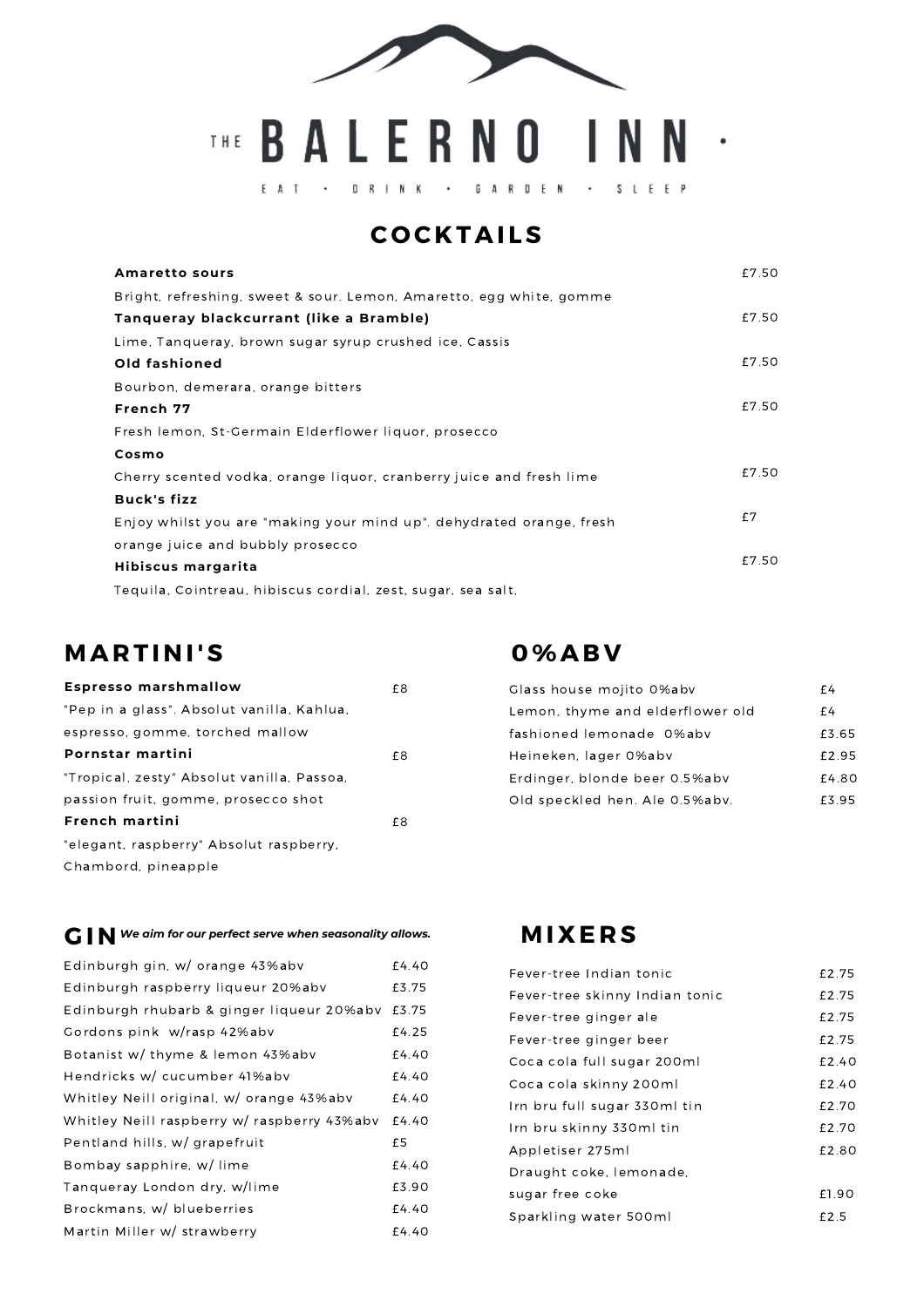# THE BALERNO INN

EAT • DRINK • GARDEN • SLEEP

## COCKTAILS

**Amaretto sours** — £7.50
Bright, refreshing, sweet & sour. Lemon, Amaretto, egg white, gomme

**Tanqueray blackcurrant (like a Bramble)** — £7.50
Lime, Tanqueray, brown sugar syrup crushed ice, Cassis

**Old fashioned** — £7.50
Bourbon, demerara, orange bitters

**French 77** — £7.50
Fresh lemon, St-Germain Elderflower liquor, prosecco

**Cosmo** — £7.50
Cherry scented vodka, orange liquor, cranberry juice and fresh lime

**Buck's fizz** — £7
Enjoy whilst you are "making your mind up". dehydrated orange, fresh orange juice and bubbly prosecco

**Hibiscus margarita** — £7.50
Tequila, Cointreau, hibiscus cordial, zest, sugar, sea salt,

## MARTINI'S

**Espresso marshmallow** — £8
"Pep in a glass". Absolut vanilla, Kahlua, espresso, gomme, torched mallow

**Pornstar martini** — £8
"Tropical, zesty" Absolut vanilla, Passoa, passion fruit, gomme, prosecco shot

**French martini** — £8
"elegant, raspberry" Absolut raspberry, Chambord, pineapple

## 0%ABV

| Item | Price |
|---|---|
| Glass house mojito 0%abv | £4 |
| Lemon, thyme and elderflower old fashioned lemonade 0%abv | £4 |
| | £3.65 |
| Heineken, lager 0%abv | £2.95 |
| Erdinger, blonde beer 0.5%abv | £4.80 |
| Old speckled hen. Ale 0.5%abv. | £3.95 |

## GIN

*We aim for our perfect serve when seasonality allows.*

| Item | Price |
|---|---|
| Edinburgh gin, w/ orange 43%abv | £4.40 |
| Edinburgh raspberry liqueur 20%abv | £3.75 |
| Edinburgh rhubarb & ginger liqueur 20%abv | £3.75 |
| Gordons pink w/rasp 42%abv | £4.25 |
| Botanist w/ thyme & lemon 43%abv | £4.40 |
| Hendricks w/ cucumber 41%abv | £4.40 |
| Whitley Neill original, w/ orange 43%abv | £4.40 |
| Whitley Neill raspberry w/ raspberry 43%abv | £4.40 |
| Pentland hills, w/ grapefruit | £5 |
| Bombay sapphire, w/ lime | £4.40 |
| Tanqueray London dry, w/lime | £3.90 |
| Brockmans, w/ blueberries | £4.40 |
| Martin Miller w/ strawberry | £4.40 |

## MIXERS

| Item | Price |
|---|---|
| Fever-tree Indian tonic | £2.75 |
| Fever-tree skinny Indian tonic | £2.75 |
| Fever-tree ginger ale | £2.75 |
| Fever-tree ginger beer | £2.75 |
| Coca cola full sugar 200ml | £2.40 |
| Coca cola skinny 200ml | £2.40 |
| Irn bru full sugar 330ml tin | £2.70 |
| Irn bru skinny 330ml tin | £2.70 |
| Appletiser 275ml | £2.80 |
| Draught coke, lemonade, sugar free coke | £1.90 |
| Sparkling water 500ml | £2.5 |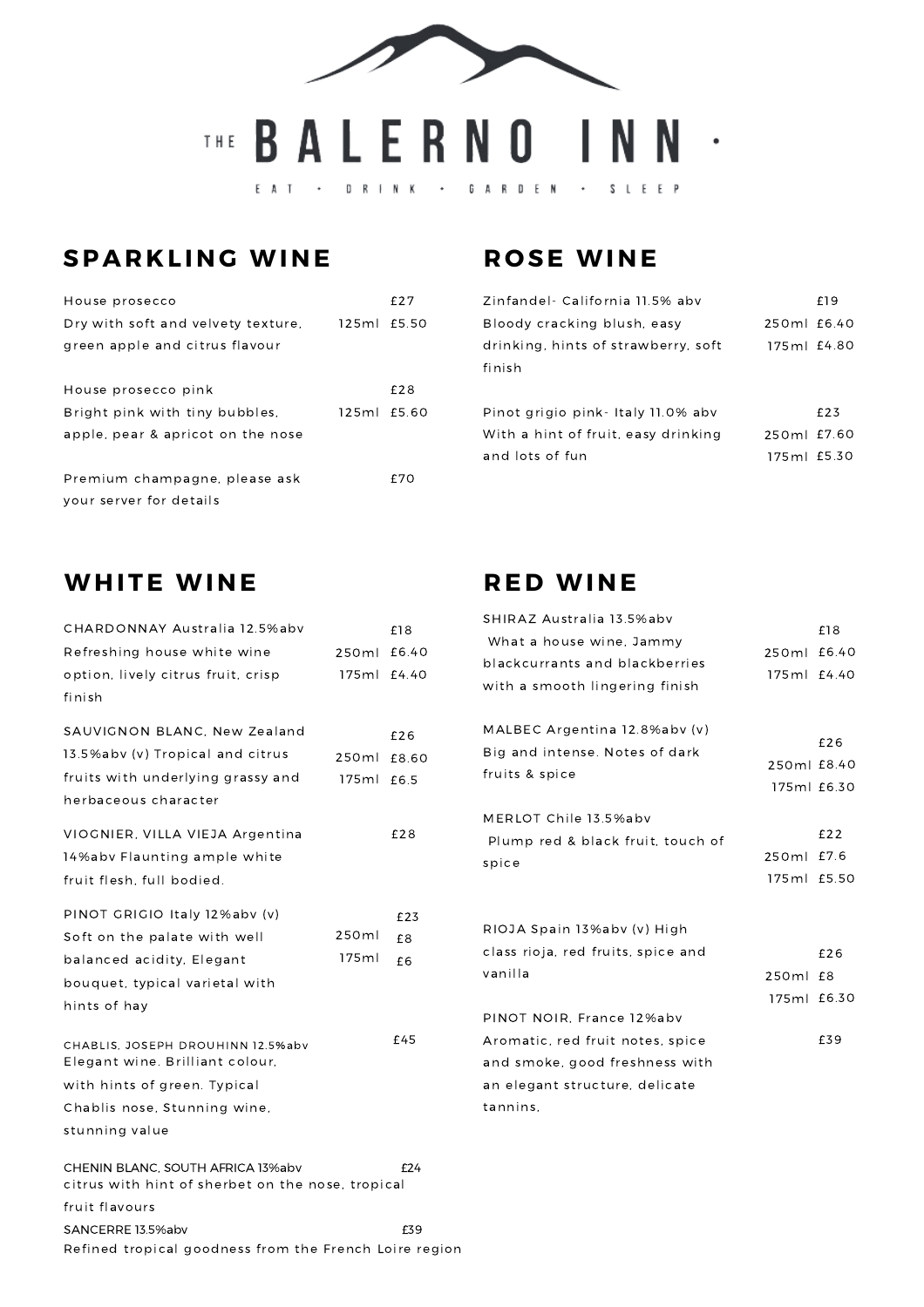# THE BALERNO INN

EAT • DRINK • GARDEN • SLEEP

## SPARKLING WINE

House prosecco — £27
Dry with soft and velvety texture, green apple and citrus flavour — 125ml £5.50

House prosecco pink — £28
Bright pink with tiny bubbles, apple, pear & apricot on the nose — 125ml £5.60

Premium champagne, please ask your server for details — £70

## ROSE WINE

Zinfandel- California 11.5% abv — £19
Bloody cracking blush, easy drinking, hints of strawberry, soft finish — 250ml £6.40, 175ml £4.80

Pinot grigio pink- Italy 11.0% abv — £23
With a hint of fruit, easy drinking and lots of fun — 250ml £7.60, 175ml £5.30

## WHITE WINE

CHARDONNAY Australia 12.5%abv — £18
Refreshing house white wine option, lively citrus fruit, crisp finish — 250ml £6.40, 175ml £4.40

SAUVIGNON BLANC, New Zealand 13.5%abv (v) — £26
Tropical and citrus fruits with underlying grassy and herbaceous character — 250ml £8.60, 175ml £6.5

VIOGNIER, VILLA VIEJA Argentina 14%abv — £28
Flaunting ample white fruit flesh, full bodied.

PINOT GRIGIO Italy 12%abv (v) — £23
Soft on the palate with well balanced acidity, Elegant bouquet, typical varietal with hints of hay — 250ml £8, 175ml £6

CHABLIS, JOSEPH DROUHINN 12.5%abv — £45
Elegant wine. Brilliant colour, with hints of green. Typical Chablis nose, Stunning wine, stunning value

CHENIN BLANC, SOUTH AFRICA 13%abv — £24
citrus with hint of sherbet on the nose, tropical fruit flavours

SANCERRE 13.5%abv — £39
Refined tropical goodness from the French Loire region

## RED WINE

SHIRAZ Australia 13.5%abv — £18
What a house wine, Jammy blackcurrants and blackberries with a smooth lingering finish — 250ml £6.40, 175ml £4.40

MALBEC Argentina 12.8%abv (v) — £26
Big and intense. Notes of dark fruits & spice — 250ml £8.40, 175ml £6.30

MERLOT Chile 13.5%abv — £22
Plump red & black fruit, touch of spice — 250ml £7.6, 175ml £5.50

RIOJA Spain 13%abv (v) — £26
High class rioja, red fruits, spice and vanilla — 250ml £8, 175ml £6.30

PINOT NOIR, France 12%abv — £39
Aromatic, red fruit notes, spice and smoke, good freshness with an elegant structure, delicate tannins.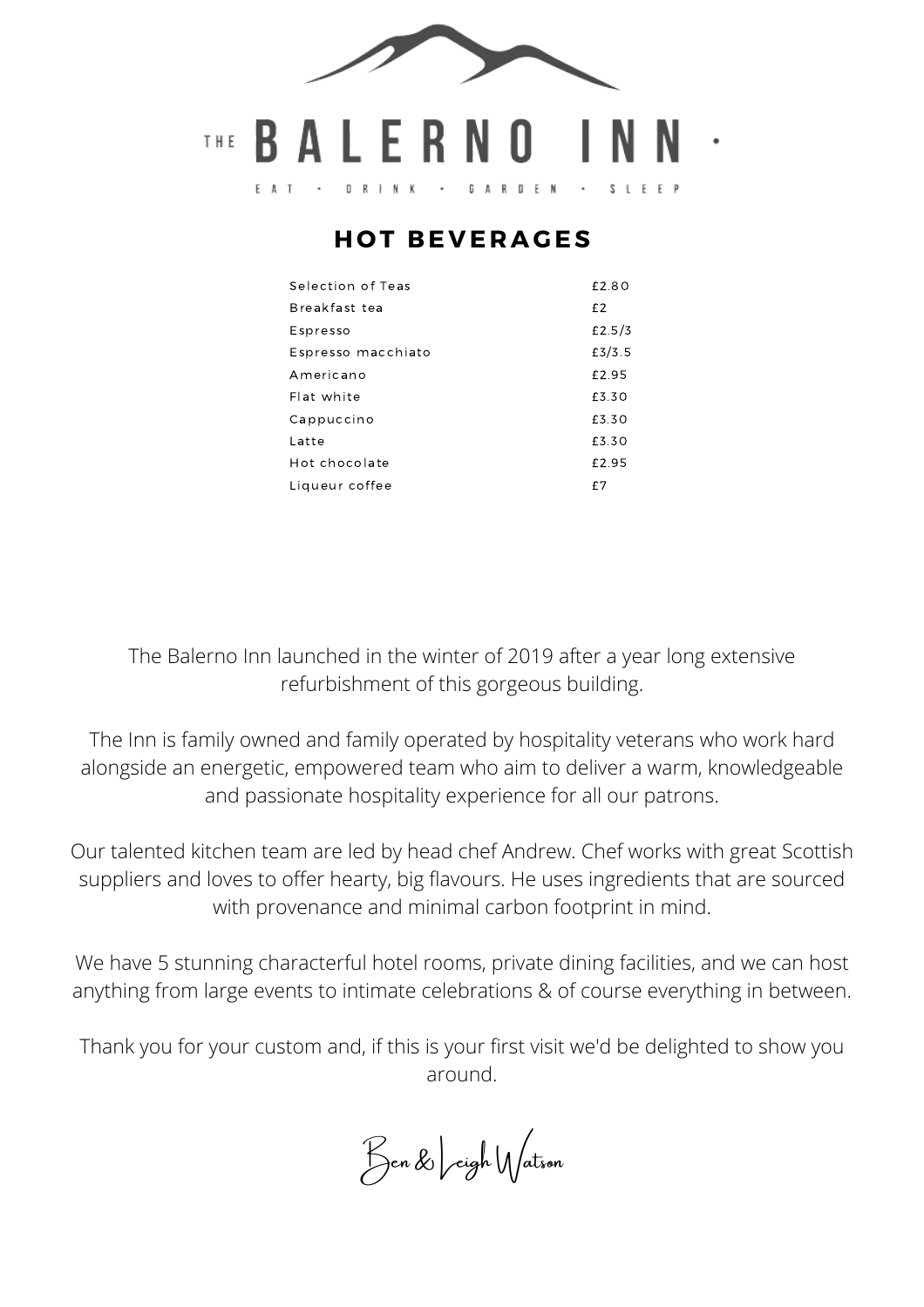THE BALERNO INN ·

EAT · DRINK · GARDEN · SLEEP

## HOT BEVERAGES

| | |
|---|---|
| Selection of Teas | £2.80 |
| Breakfast tea | £2 |
| Espresso | £2.5/3 |
| Espresso macchiato | £3/3.5 |
| Americano | £2.95 |
| Flat white | £3.30 |
| Cappuccino | £3.30 |
| Latte | £3.30 |
| Hot chocolate | £2.95 |
| Liqueur coffee | £7 |

The Balerno Inn launched in the winter of 2019 after a year long extensive refurbishment of this gorgeous building.

The Inn is family owned and family operated by hospitality veterans who work hard alongside an energetic, empowered team who aim to deliver a warm, knowledgeable and passionate hospitality experience for all our patrons.

Our talented kitchen team are led by head chef Andrew. Chef works with great Scottish suppliers and loves to offer hearty, big flavours. He uses ingredients that are sourced with provenance and minimal carbon footprint in mind.

We have 5 stunning characterful hotel rooms, private dining facilities, and we can host anything from large events to intimate celebrations & of course everything in between.

Thank you for your custom and, if this is your first visit we'd be delighted to show you around.

*Ben & Leigh Watson*